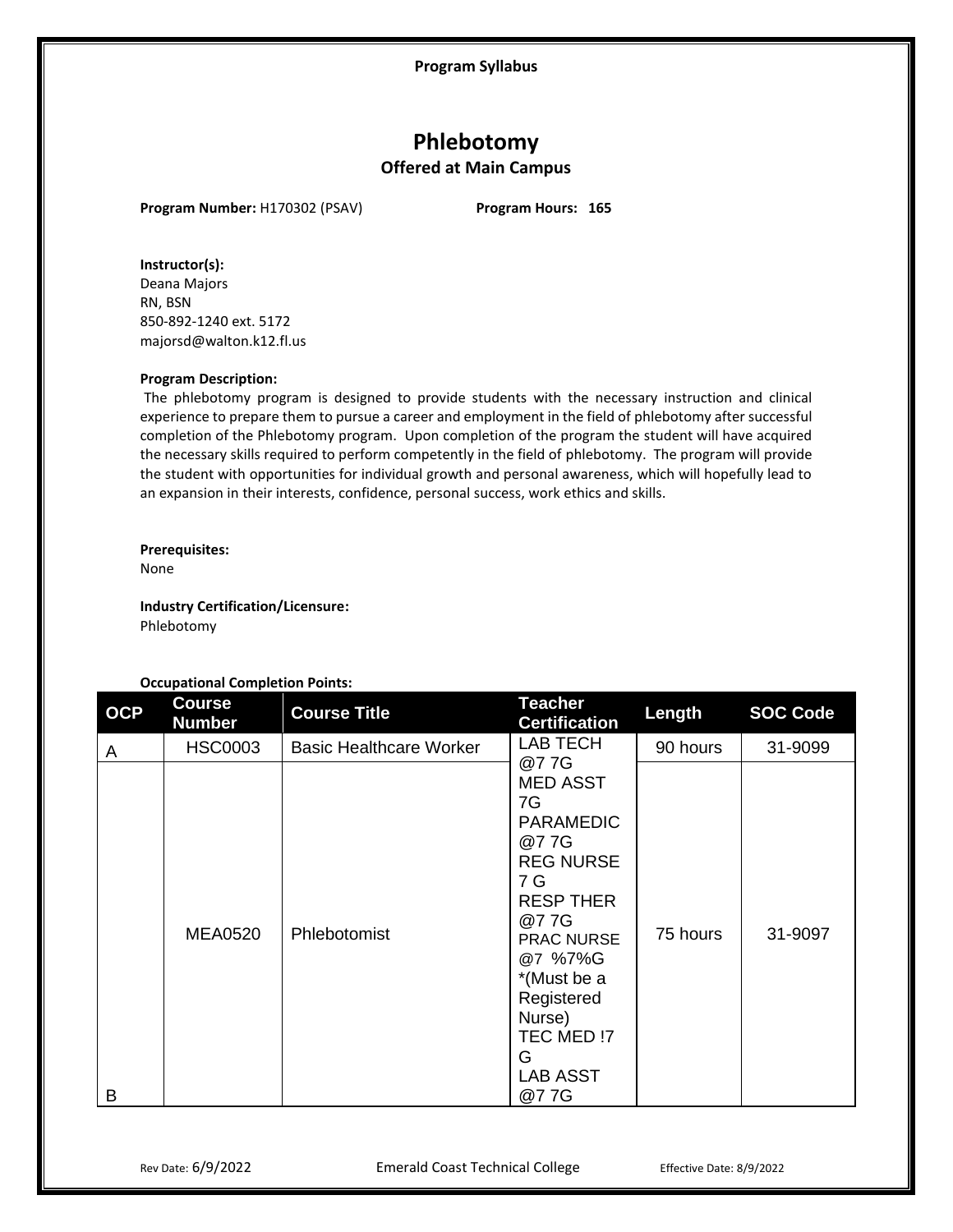**Program Syllabus**

# Phlebotomy

## Offered at Main Campus

**Program Number:** H170302 (PSAV) **Program Hours: 165**

**Instructor(s):**
Deana Majors
RN, BSN
850-892-1240 ext. 5172
majorsd@walton.k12.fl.us

**Program Description:**
The phlebotomy program is designed to provide students with the necessary instruction and clinical experience to prepare them to pursue a career and employment in the field of phlebotomy after successful completion of the Phlebotomy program. Upon completion of the program the student will have acquired the necessary skills required to perform competently in the field of phlebotomy. The program will provide the student with opportunities for individual growth and personal awareness, which will hopefully lead to an expansion in their interests, confidence, personal success, work ethics and skills.

**Prerequisites:**
None

**Industry Certification/Licensure:**
Phlebotomy

**Occupational Completion Points:**

| OCP | Course Number | Course Title | Teacher Certification | Length | SOC Code |
|---|---|---|---|---|---|
| A | HSC0003 | Basic Healthcare Worker | LAB TECH @7 7G<br>MED ASST 7G<br>PARAMEDIC @7 7G<br>REG NURSE 7 G<br>RESP THER @7 7G<br>PRAC NURSE @7 %7%G *(Must be a Registered Nurse)<br>TEC MED !7 G<br>LAB ASST @7 7G | 90 hours | 31-9099 |
| B | MEA0520 | Phlebotomist | | 75 hours | 31-9097 |

Rev Date: 6/9/2022 Emerald Coast Technical College Effective Date: 8/9/2022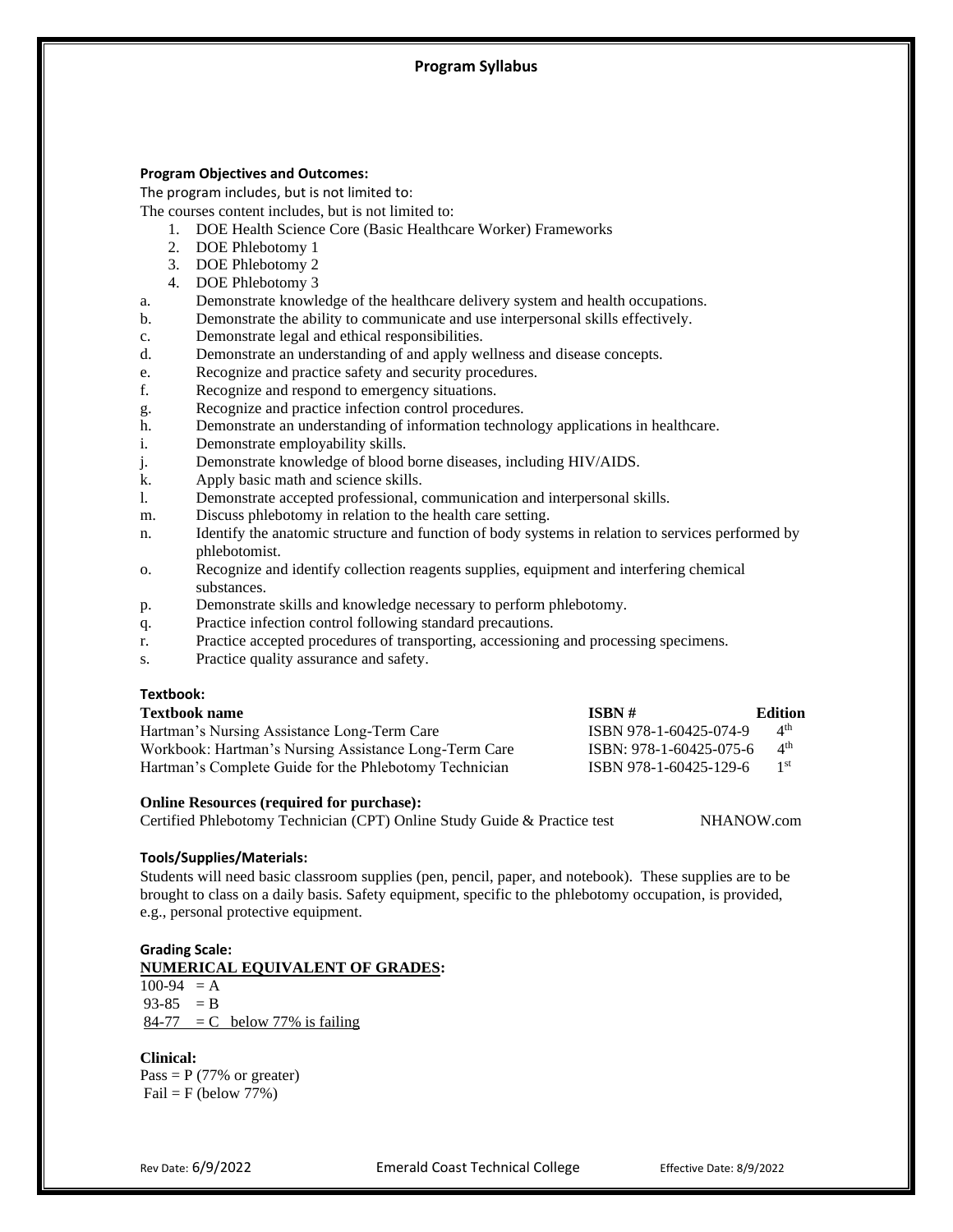# Program Syllabus

**Program Objectives and Outcomes:**

The program includes, but is not limited to:

The courses content includes, but is not limited to:

1. DOE Health Science Core (Basic Healthcare Worker) Frameworks
2. DOE Phlebotomy 1
3. DOE Phlebotomy 2
4. DOE Phlebotomy 3

a. Demonstrate knowledge of the healthcare delivery system and health occupations.
b. Demonstrate the ability to communicate and use interpersonal skills effectively.
c. Demonstrate legal and ethical responsibilities.
d. Demonstrate an understanding of and apply wellness and disease concepts.
e. Recognize and practice safety and security procedures.
f. Recognize and respond to emergency situations.
g. Recognize and practice infection control procedures.
h. Demonstrate an understanding of information technology applications in healthcare.
i. Demonstrate employability skills.
j. Demonstrate knowledge of blood borne diseases, including HIV/AIDS.
k. Apply basic math and science skills.
l. Demonstrate accepted professional, communication and interpersonal skills.
m. Discuss phlebotomy in relation to the health care setting.
n. Identify the anatomic structure and function of body systems in relation to services performed by phlebotomist.
o. Recognize and identify collection reagents supplies, equipment and interfering chemical substances.
p. Demonstrate skills and knowledge necessary to perform phlebotomy.
q. Practice infection control following standard precautions.
r. Practice accepted procedures of transporting, accessioning and processing specimens.
s. Practice quality assurance and safety.

**Textbook:**

| Textbook name | ISBN # | Edition |
|---|---|---|
| Hartman's Nursing Assistance Long-Term Care | ISBN 978-1-60425-074-9 | 4th |
| Workbook: Hartman's Nursing Assistance Long-Term Care | ISBN: 978-1-60425-075-6 | 4th |
| Hartman's Complete Guide for the Phlebotomy Technician | ISBN 978-1-60425-129-6 | 1st |

**Online Resources (required for purchase):**

Certified Phlebotomy Technician (CPT) Online Study Guide & Practice test NHANOW.com

**Tools/Supplies/Materials:**

Students will need basic classroom supplies (pen, pencil, paper, and notebook). These supplies are to be brought to class on a daily basis. Safety equipment, specific to the phlebotomy occupation, is provided, e.g., personal protective equipment.

**Grading Scale:**

**NUMERICAL EQUIVALENT OF GRADES:**

100-94 = A
93-85 = B
84-77 = C below 77% is failing

**Clinical:**

Pass = P (77% or greater)
Fail = F (below 77%)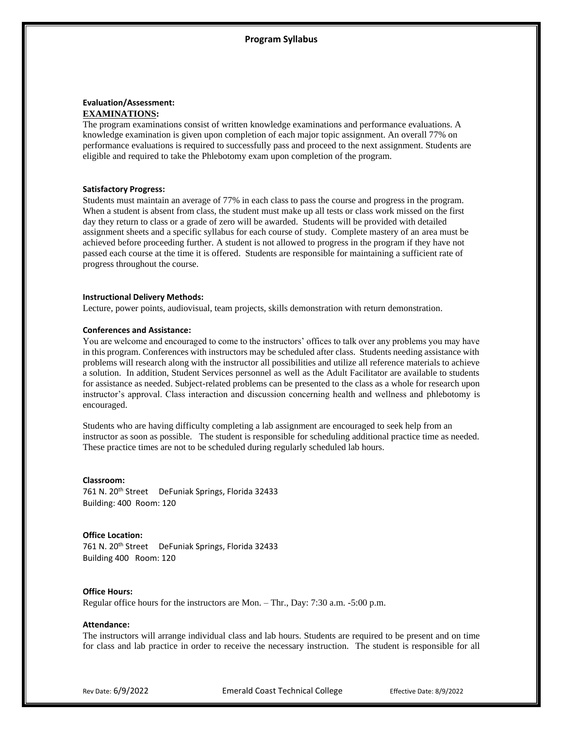**Evaluation/Assessment:**

**EXAMINATIONS:**

The program examinations consist of written knowledge examinations and performance evaluations. A knowledge examination is given upon completion of each major topic assignment. An overall 77% on performance evaluations is required to successfully pass and proceed to the next assignment. Students are eligible and required to take the Phlebotomy exam upon completion of the program.

**Satisfactory Progress:**

Students must maintain an average of 77% in each class to pass the course and progress in the program. When a student is absent from class, the student must make up all tests or class work missed on the first day they return to class or a grade of zero will be awarded. Students will be provided with detailed assignment sheets and a specific syllabus for each course of study. Complete mastery of an area must be achieved before proceeding further. A student is not allowed to progress in the program if they have not passed each course at the time it is offered. Students are responsible for maintaining a sufficient rate of progress throughout the course.

**Instructional Delivery Methods:**

Lecture, power points, audiovisual, team projects, skills demonstration with return demonstration.

**Conferences and Assistance:**

You are welcome and encouraged to come to the instructors' offices to talk over any problems you may have in this program. Conferences with instructors may be scheduled after class. Students needing assistance with problems will research along with the instructor all possibilities and utilize all reference materials to achieve a solution. In addition, Student Services personnel as well as the Adult Facilitator are available to students for assistance as needed. Subject-related problems can be presented to the class as a whole for research upon instructor's approval. Class interaction and discussion concerning health and wellness and phlebotomy is encouraged.

Students who are having difficulty completing a lab assignment are encouraged to seek help from an instructor as soon as possible. The student is responsible for scheduling additional practice time as needed. These practice times are not to be scheduled during regularly scheduled lab hours.

**Classroom:**

761 N. 20th Street DeFuniak Springs, Florida 32433
Building: 400 Room: 120

**Office Location:**

761 N. 20th Street DeFuniak Springs, Florida 32433
Building 400 Room: 120

**Office Hours:**

Regular office hours for the instructors are Mon. – Thr., Day: 7:30 a.m. -5:00 p.m.

**Attendance:**

The instructors will arrange individual class and lab hours. Students are required to be present and on time for class and lab practice in order to receive the necessary instruction. The student is responsible for all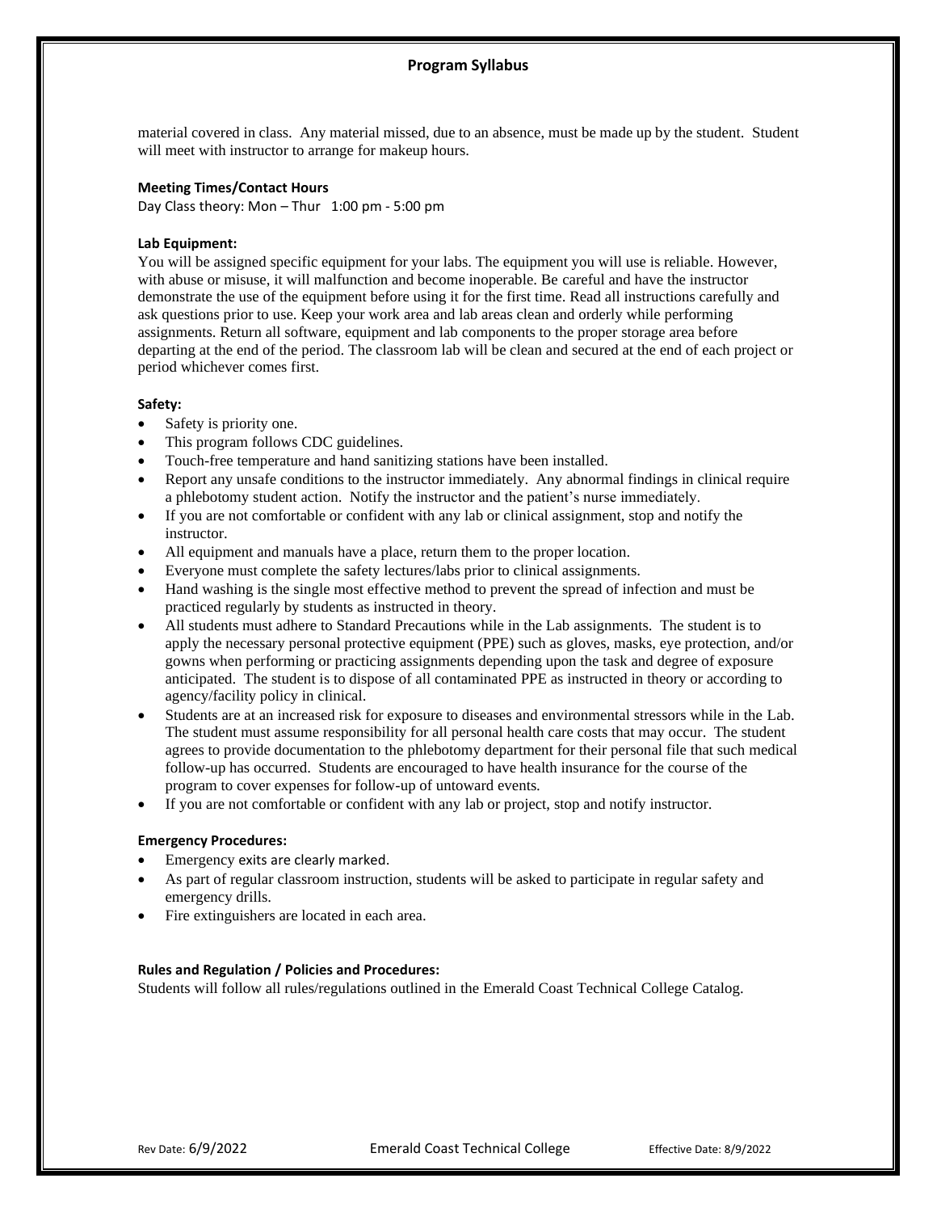material covered in class. Any material missed, due to an absence, must be made up by the student. Student will meet with instructor to arrange for makeup hours.

**Meeting Times/Contact Hours**

Day Class theory: Mon – Thur 1:00 pm - 5:00 pm

**Lab Equipment:**

You will be assigned specific equipment for your labs. The equipment you will use is reliable. However, with abuse or misuse, it will malfunction and become inoperable. Be careful and have the instructor demonstrate the use of the equipment before using it for the first time. Read all instructions carefully and ask questions prior to use. Keep your work area and lab areas clean and orderly while performing assignments. Return all software, equipment and lab components to the proper storage area before departing at the end of the period. The classroom lab will be clean and secured at the end of each project or period whichever comes first.

**Safety:**

- Safety is priority one.
- This program follows CDC guidelines.
- Touch-free temperature and hand sanitizing stations have been installed.
- Report any unsafe conditions to the instructor immediately. Any abnormal findings in clinical require a phlebotomy student action. Notify the instructor and the patient's nurse immediately.
- If you are not comfortable or confident with any lab or clinical assignment, stop and notify the instructor.
- All equipment and manuals have a place, return them to the proper location.
- Everyone must complete the safety lectures/labs prior to clinical assignments.
- Hand washing is the single most effective method to prevent the spread of infection and must be practiced regularly by students as instructed in theory.
- All students must adhere to Standard Precautions while in the Lab assignments. The student is to apply the necessary personal protective equipment (PPE) such as gloves, masks, eye protection, and/or gowns when performing or practicing assignments depending upon the task and degree of exposure anticipated. The student is to dispose of all contaminated PPE as instructed in theory or according to agency/facility policy in clinical.
- Students are at an increased risk for exposure to diseases and environmental stressors while in the Lab. The student must assume responsibility for all personal health care costs that may occur. The student agrees to provide documentation to the phlebotomy department for their personal file that such medical follow-up has occurred. Students are encouraged to have health insurance for the course of the program to cover expenses for follow-up of untoward events.
- If you are not comfortable or confident with any lab or project, stop and notify instructor.

**Emergency Procedures:**

- Emergency exits are clearly marked.
- As part of regular classroom instruction, students will be asked to participate in regular safety and emergency drills.
- Fire extinguishers are located in each area.

**Rules and Regulation / Policies and Procedures:**

Students will follow all rules/regulations outlined in the Emerald Coast Technical College Catalog.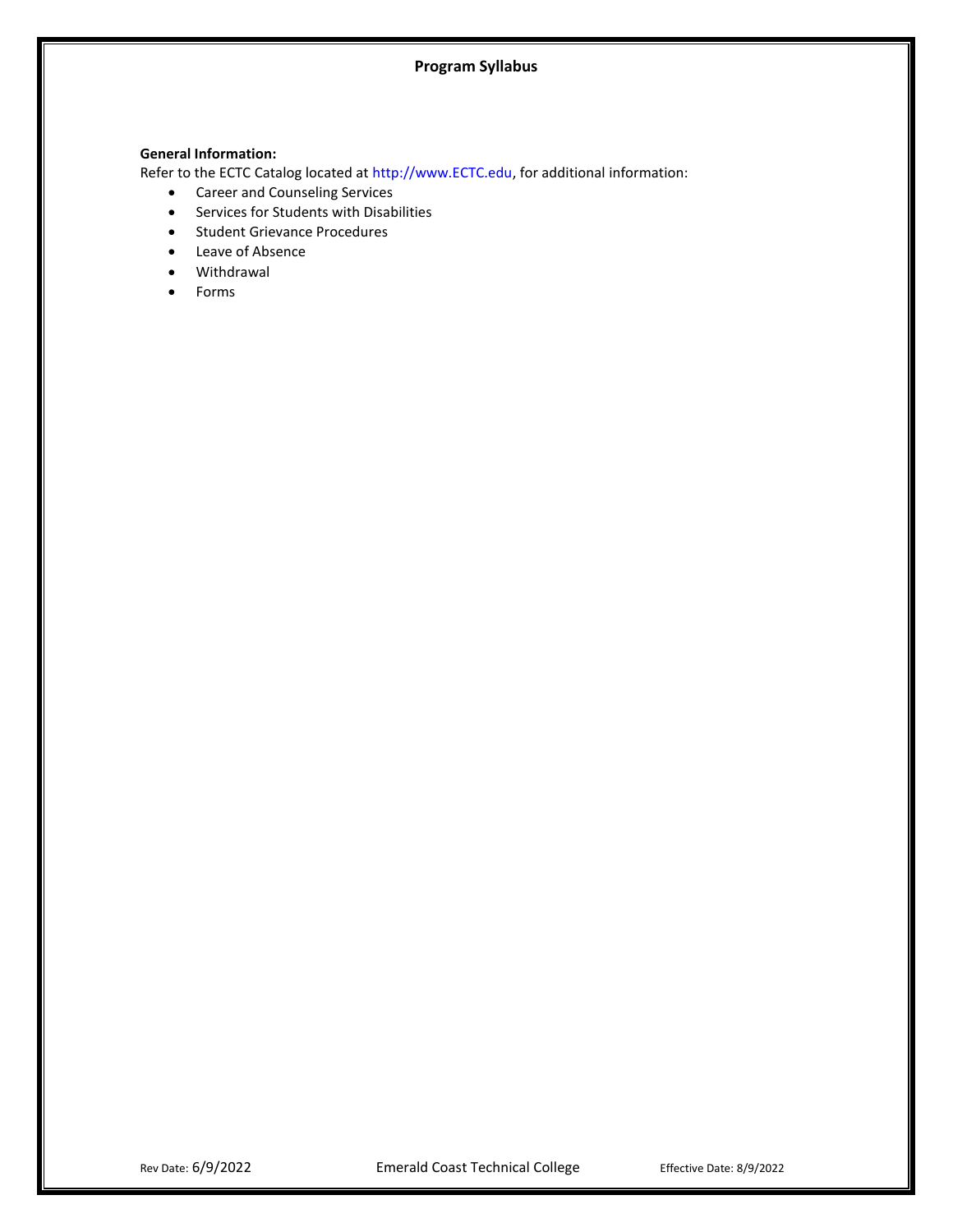**General Information:**

Refer to the ECTC Catalog located at http://www.ECTC.edu, for additional information:

- Career and Counseling Services
- Services for Students with Disabilities
- Student Grievance Procedures
- Leave of Absence
- Withdrawal
- Forms